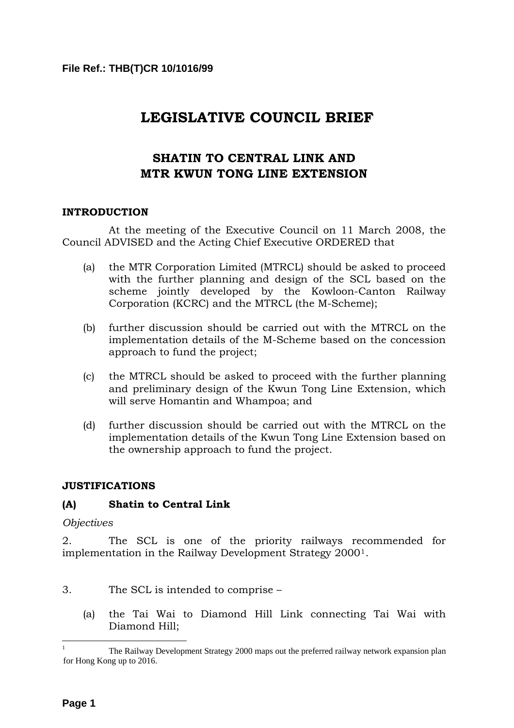File Ref.: THB(T)CR 10/1016/99

# LEGISLATIVE COUNCIL BRIEF

## SHATIN TO CENTRAL LINK AND MTR KWUN TONG LINE EXTENSION

### INTRODUCTION

At the meeting of the Executive Council on 11 March 2008, the Council ADVISED and the Acting Chief Executive ORDERED that

(a) the MTR Corporation Limited (MTRCL) should be asked to proceed with the further planning and design of the SCL based on the scheme jointly developed by the Kowloon-Canton Railway Corporation (KCRC) and the MTRCL (the M-Scheme);

(b) further discussion should be carried out with the MTRCL on the implementation details of the M-Scheme based on the concession approach to fund the project;

(c) the MTRCL should be asked to proceed with the further planning and preliminary design of the Kwun Tong Line Extension, which will serve Homantin and Whampoa; and

(d) further discussion should be carried out with the MTRCL on the implementation details of the Kwun Tong Line Extension based on the ownership approach to fund the project.

### JUSTIFICATIONS

### (A) Shatin to Central Link

*Objectives*

2. The SCL is one of the priority railways recommended for implementation in the Railway Development Strategy 2000[1].

3. The SCL is intended to comprise –

(a) the Tai Wai to Diamond Hill Link connecting Tai Wai with Diamond Hill;

---

[1] The Railway Development Strategy 2000 maps out the preferred railway network expansion plan for Hong Kong up to 2016.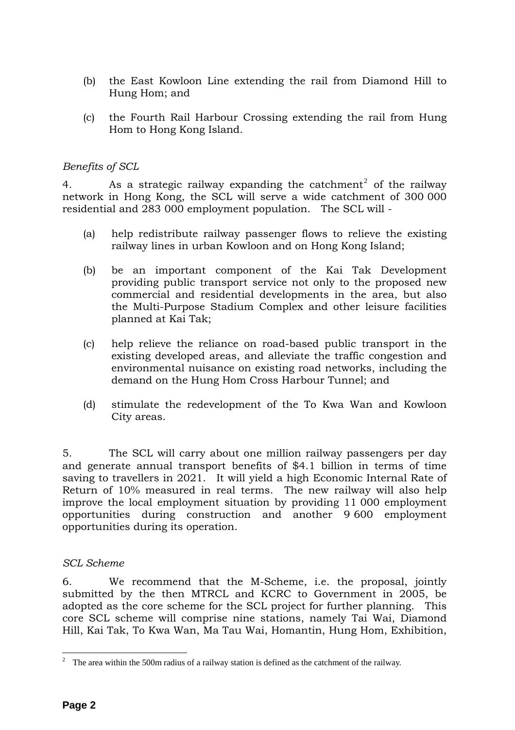(b) the East Kowloon Line extending the rail from Diamond Hill to Hung Hom; and

(c) the Fourth Rail Harbour Crossing extending the rail from Hung Hom to Hong Kong Island.

*Benefits of SCL*

4. As a strategic railway expanding the catchment[2] of the railway network in Hong Kong, the SCL will serve a wide catchment of 300 000 residential and 283 000 employment population. The SCL will -

(a) help redistribute railway passenger flows to relieve the existing railway lines in urban Kowloon and on Hong Kong Island;

(b) be an important component of the Kai Tak Development providing public transport service not only to the proposed new commercial and residential developments in the area, but also the Multi-Purpose Stadium Complex and other leisure facilities planned at Kai Tak;

(c) help relieve the reliance on road-based public transport in the existing developed areas, and alleviate the traffic congestion and environmental nuisance on existing road networks, including the demand on the Hung Hom Cross Harbour Tunnel; and

(d) stimulate the redevelopment of the To Kwa Wan and Kowloon City areas.

5. The SCL will carry about one million railway passengers per day and generate annual transport benefits of $4.1 billion in terms of time saving to travellers in 2021. It will yield a high Economic Internal Rate of Return of 10% measured in real terms. The new railway will also help improve the local employment situation by providing 11 000 employment opportunities during construction and another 9 600 employment opportunities during its operation.

*SCL Scheme*

6. We recommend that the M-Scheme, i.e. the proposal, jointly submitted by the then MTRCL and KCRC to Government in 2005, be adopted as the core scheme for the SCL project for further planning. This core SCL scheme will comprise nine stations, namely Tai Wai, Diamond Hill, Kai Tak, To Kwa Wan, Ma Tau Wai, Homantin, Hung Hom, Exhibition,

---

[2] The area within the 500m radius of a railway station is defined as the catchment of the railway.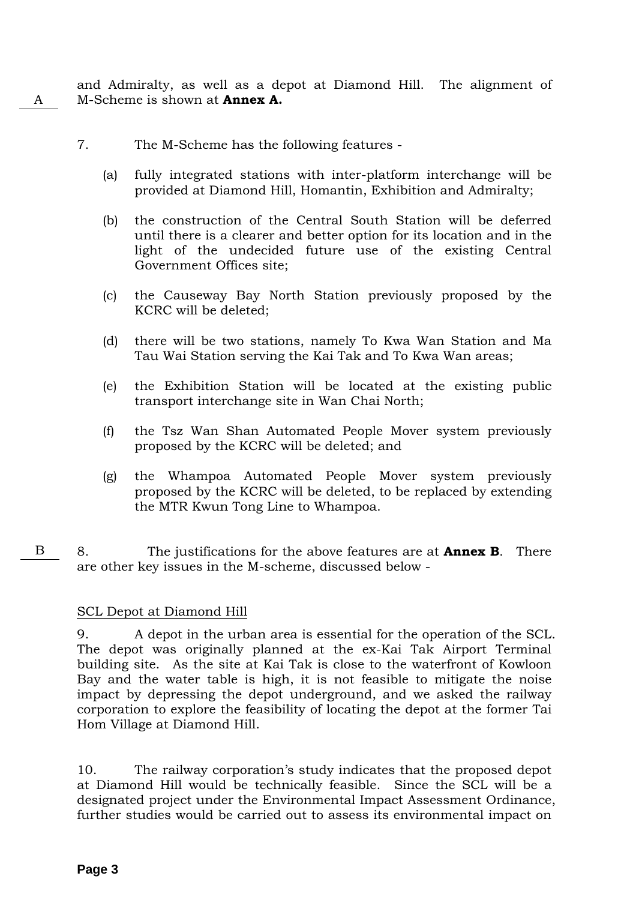and Admiralty, as well as a depot at Diamond Hill. The alignment of M-Scheme is shown at **Annex A.**

A

7. The M-Scheme has the following features -

(a) fully integrated stations with inter-platform interchange will be provided at Diamond Hill, Homantin, Exhibition and Admiralty;

(b) the construction of the Central South Station will be deferred until there is a clearer and better option for its location and in the light of the undecided future use of the existing Central Government Offices site;

(c) the Causeway Bay North Station previously proposed by the KCRC will be deleted;

(d) there will be two stations, namely To Kwa Wan Station and Ma Tau Wai Station serving the Kai Tak and To Kwa Wan areas;

(e) the Exhibition Station will be located at the existing public transport interchange site in Wan Chai North;

(f) the Tsz Wan Shan Automated People Mover system previously proposed by the KCRC will be deleted; and

(g) the Whampoa Automated People Mover system previously proposed by the KCRC will be deleted, to be replaced by extending the MTR Kwun Tong Line to Whampoa.

B

8. The justifications for the above features are at **Annex B**. There are other key issues in the M-scheme, discussed below -

<u>SCL Depot at Diamond Hill</u>

9. A depot in the urban area is essential for the operation of the SCL. The depot was originally planned at the ex-Kai Tak Airport Terminal building site. As the site at Kai Tak is close to the waterfront of Kowloon Bay and the water table is high, it is not feasible to mitigate the noise impact by depressing the depot underground, and we asked the railway corporation to explore the feasibility of locating the depot at the former Tai Hom Village at Diamond Hill.

10. The railway corporation's study indicates that the proposed depot at Diamond Hill would be technically feasible. Since the SCL will be a designated project under the Environmental Impact Assessment Ordinance, further studies would be carried out to assess its environmental impact on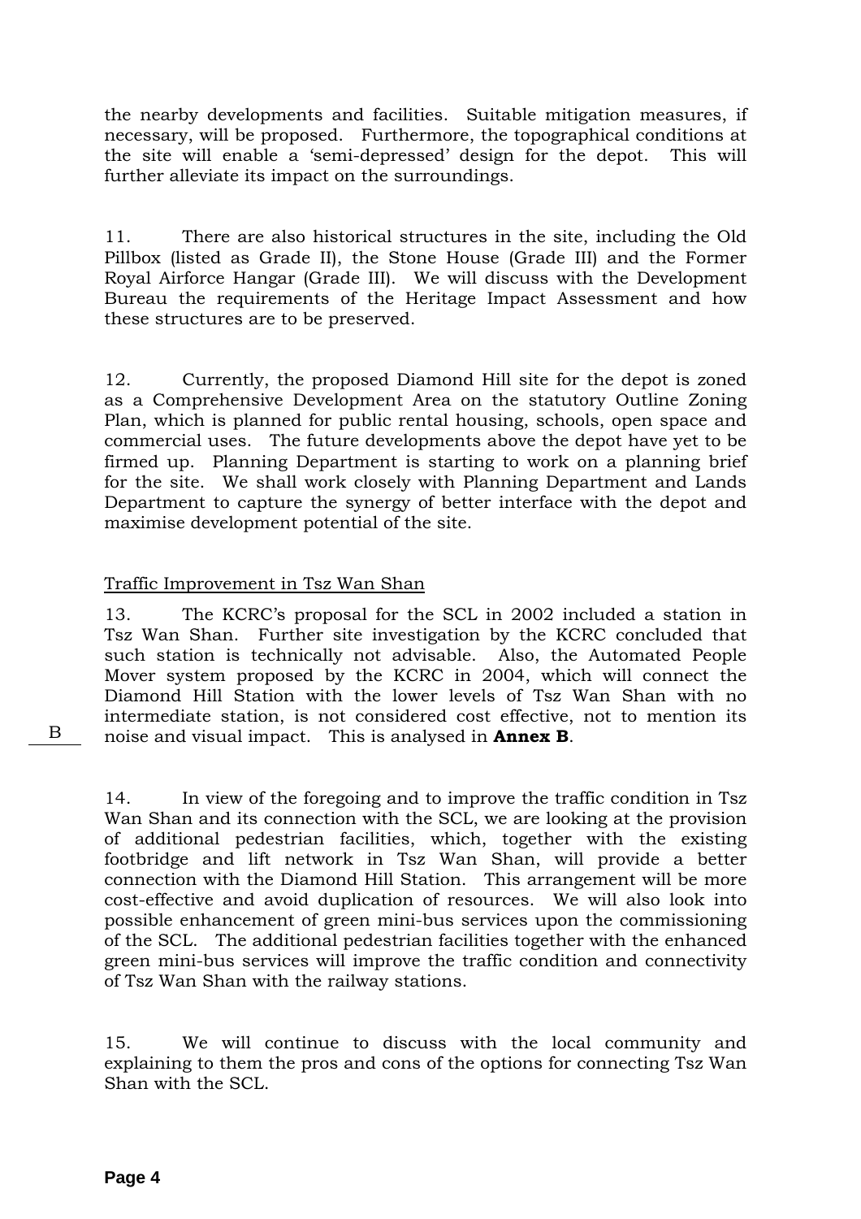the nearby developments and facilities. Suitable mitigation measures, if necessary, will be proposed. Furthermore, the topographical conditions at the site will enable a 'semi-depressed' design for the depot. This will further alleviate its impact on the surroundings.

11. There are also historical structures in the site, including the Old Pillbox (listed as Grade II), the Stone House (Grade III) and the Former Royal Airforce Hangar (Grade III). We will discuss with the Development Bureau the requirements of the Heritage Impact Assessment and how these structures are to be preserved.

12. Currently, the proposed Diamond Hill site for the depot is zoned as a Comprehensive Development Area on the statutory Outline Zoning Plan, which is planned for public rental housing, schools, open space and commercial uses. The future developments above the depot have yet to be firmed up. Planning Department is starting to work on a planning brief for the site. We shall work closely with Planning Department and Lands Department to capture the synergy of better interface with the depot and maximise development potential of the site.

Traffic Improvement in Tsz Wan Shan

13. The KCRC's proposal for the SCL in 2002 included a station in Tsz Wan Shan. Further site investigation by the KCRC concluded that such station is technically not advisable. Also, the Automated People Mover system proposed by the KCRC in 2004, which will connect the Diamond Hill Station with the lower levels of Tsz Wan Shan with no intermediate station, is not considered cost effective, not to mention its noise and visual impact. This is analysed in **Annex B**.

B

14. In view of the foregoing and to improve the traffic condition in Tsz Wan Shan and its connection with the SCL, we are looking at the provision of additional pedestrian facilities, which, together with the existing footbridge and lift network in Tsz Wan Shan, will provide a better connection with the Diamond Hill Station. This arrangement will be more cost-effective and avoid duplication of resources. We will also look into possible enhancement of green mini-bus services upon the commissioning of the SCL. The additional pedestrian facilities together with the enhanced green mini-bus services will improve the traffic condition and connectivity of Tsz Wan Shan with the railway stations.

15. We will continue to discuss with the local community and explaining to them the pros and cons of the options for connecting Tsz Wan Shan with the SCL.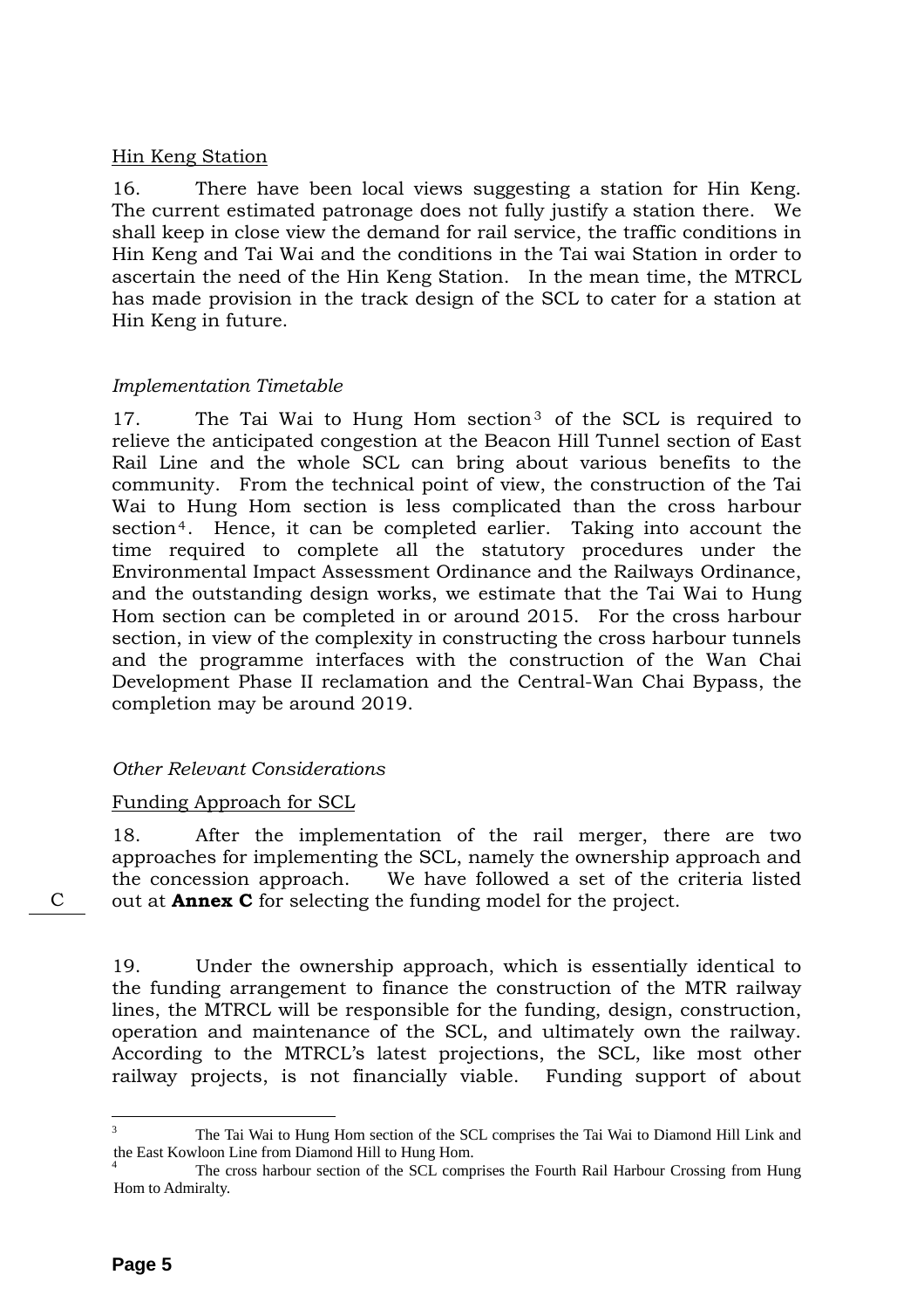Hin Keng Station

16. There have been local views suggesting a station for Hin Keng. The current estimated patronage does not fully justify a station there. We shall keep in close view the demand for rail service, the traffic conditions in Hin Keng and Tai Wai and the conditions in the Tai wai Station in order to ascertain the need of the Hin Keng Station. In the mean time, the MTRCL has made provision in the track design of the SCL to cater for a station at Hin Keng in future.

*Implementation Timetable*

17. The Tai Wai to Hung Hom section[3] of the SCL is required to relieve the anticipated congestion at the Beacon Hill Tunnel section of East Rail Line and the whole SCL can bring about various benefits to the community. From the technical point of view, the construction of the Tai Wai to Hung Hom section is less complicated than the cross harbour section[4]. Hence, it can be completed earlier. Taking into account the time required to complete all the statutory procedures under the Environmental Impact Assessment Ordinance and the Railways Ordinance, and the outstanding design works, we estimate that the Tai Wai to Hung Hom section can be completed in or around 2015. For the cross harbour section, in view of the complexity in constructing the cross harbour tunnels and the programme interfaces with the construction of the Wan Chai Development Phase II reclamation and the Central-Wan Chai Bypass, the completion may be around 2019.

*Other Relevant Considerations*

Funding Approach for SCL

18. After the implementation of the rail merger, there are two approaches for implementing the SCL, namely the ownership approach and the concession approach. We have followed a set of the criteria listed out at **Annex C** for selecting the funding model for the project.

C

19. Under the ownership approach, which is essentially identical to the funding arrangement to finance the construction of the MTR railway lines, the MTRCL will be responsible for the funding, design, construction, operation and maintenance of the SCL, and ultimately own the railway. According to the MTRCL's latest projections, the SCL, like most other railway projects, is not financially viable. Funding support of about

[3] The Tai Wai to Hung Hom section of the SCL comprises the Tai Wai to Diamond Hill Link and the East Kowloon Line from Diamond Hill to Hung Hom.

[4] The cross harbour section of the SCL comprises the Fourth Rail Harbour Crossing from Hung Hom to Admiralty.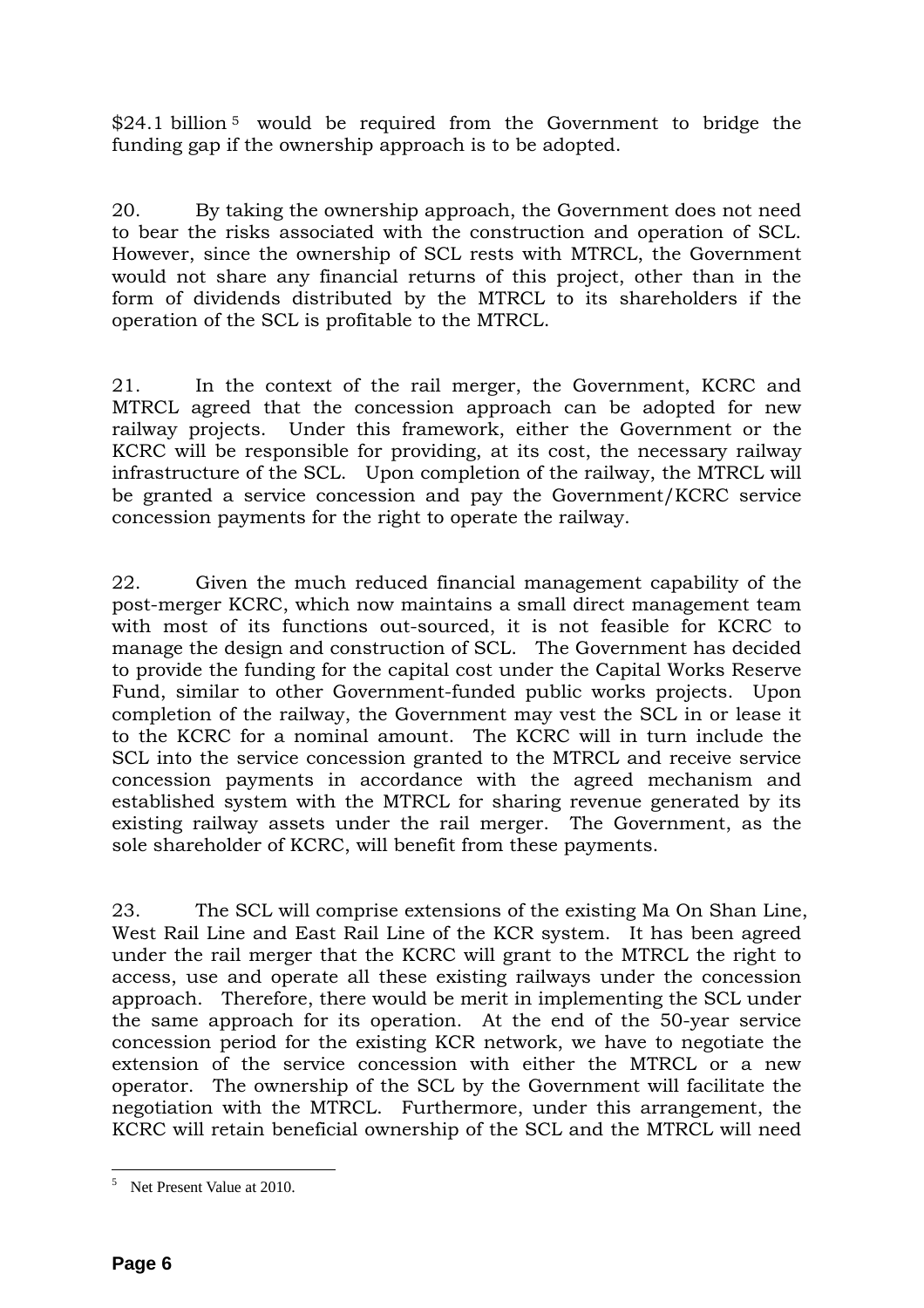$24.1 billion[5] would be required from the Government to bridge the funding gap if the ownership approach is to be adopted.

20. By taking the ownership approach, the Government does not need to bear the risks associated with the construction and operation of SCL. However, since the ownership of SCL rests with MTRCL, the Government would not share any financial returns of this project, other than in the form of dividends distributed by the MTRCL to its shareholders if the operation of the SCL is profitable to the MTRCL.

21. In the context of the rail merger, the Government, KCRC and MTRCL agreed that the concession approach can be adopted for new railway projects. Under this framework, either the Government or the KCRC will be responsible for providing, at its cost, the necessary railway infrastructure of the SCL. Upon completion of the railway, the MTRCL will be granted a service concession and pay the Government/KCRC service concession payments for the right to operate the railway.

22. Given the much reduced financial management capability of the post-merger KCRC, which now maintains a small direct management team with most of its functions out-sourced, it is not feasible for KCRC to manage the design and construction of SCL. The Government has decided to provide the funding for the capital cost under the Capital Works Reserve Fund, similar to other Government-funded public works projects. Upon completion of the railway, the Government may vest the SCL in or lease it to the KCRC for a nominal amount. The KCRC will in turn include the SCL into the service concession granted to the MTRCL and receive service concession payments in accordance with the agreed mechanism and established system with the MTRCL for sharing revenue generated by its existing railway assets under the rail merger. The Government, as the sole shareholder of KCRC, will benefit from these payments.

23. The SCL will comprise extensions of the existing Ma On Shan Line, West Rail Line and East Rail Line of the KCR system. It has been agreed under the rail merger that the KCRC will grant to the MTRCL the right to access, use and operate all these existing railways under the concession approach. Therefore, there would be merit in implementing the SCL under the same approach for its operation. At the end of the 50-year service concession period for the existing KCR network, we have to negotiate the extension of the service concession with either the MTRCL or a new operator. The ownership of the SCL by the Government will facilitate the negotiation with the MTRCL. Furthermore, under this arrangement, the KCRC will retain beneficial ownership of the SCL and the MTRCL will need

---

[5] Net Present Value at 2010.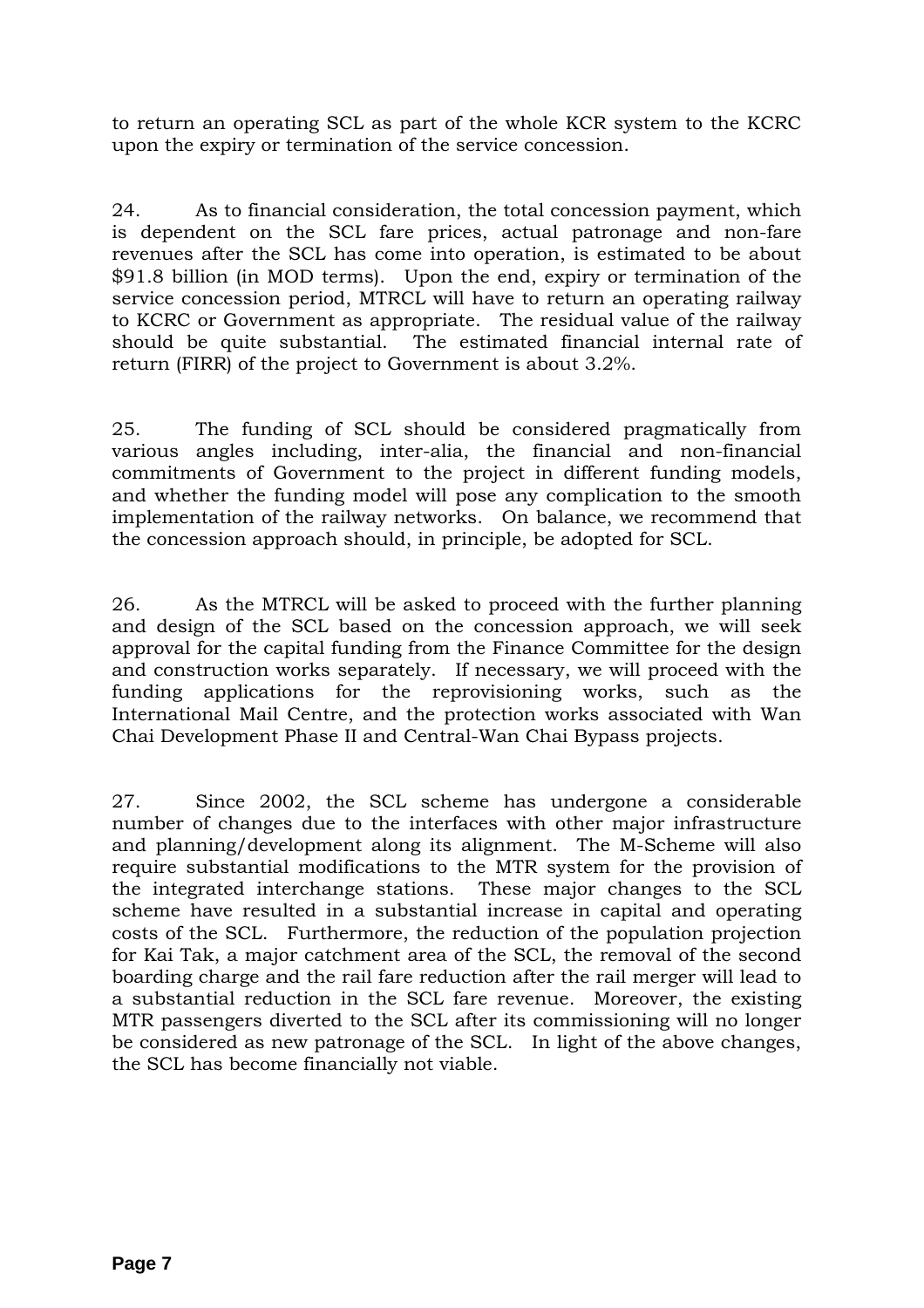to return an operating SCL as part of the whole KCR system to the KCRC upon the expiry or termination of the service concession.

24. As to financial consideration, the total concession payment, which is dependent on the SCL fare prices, actual patronage and non-fare revenues after the SCL has come into operation, is estimated to be about $91.8 billion (in MOD terms). Upon the end, expiry or termination of the service concession period, MTRCL will have to return an operating railway to KCRC or Government as appropriate. The residual value of the railway should be quite substantial. The estimated financial internal rate of return (FIRR) of the project to Government is about 3.2%.

25. The funding of SCL should be considered pragmatically from various angles including, inter-alia, the financial and non-financial commitments of Government to the project in different funding models, and whether the funding model will pose any complication to the smooth implementation of the railway networks. On balance, we recommend that the concession approach should, in principle, be adopted for SCL.

26. As the MTRCL will be asked to proceed with the further planning and design of the SCL based on the concession approach, we will seek approval for the capital funding from the Finance Committee for the design and construction works separately. If necessary, we will proceed with the funding applications for the reprovisioning works, such as the International Mail Centre, and the protection works associated with Wan Chai Development Phase II and Central-Wan Chai Bypass projects.

27. Since 2002, the SCL scheme has undergone a considerable number of changes due to the interfaces with other major infrastructure and planning/development along its alignment. The M-Scheme will also require substantial modifications to the MTR system for the provision of the integrated interchange stations. These major changes to the SCL scheme have resulted in a substantial increase in capital and operating costs of the SCL. Furthermore, the reduction of the population projection for Kai Tak, a major catchment area of the SCL, the removal of the second boarding charge and the rail fare reduction after the rail merger will lead to a substantial reduction in the SCL fare revenue. Moreover, the existing MTR passengers diverted to the SCL after its commissioning will no longer be considered as new patronage of the SCL. In light of the above changes, the SCL has become financially not viable.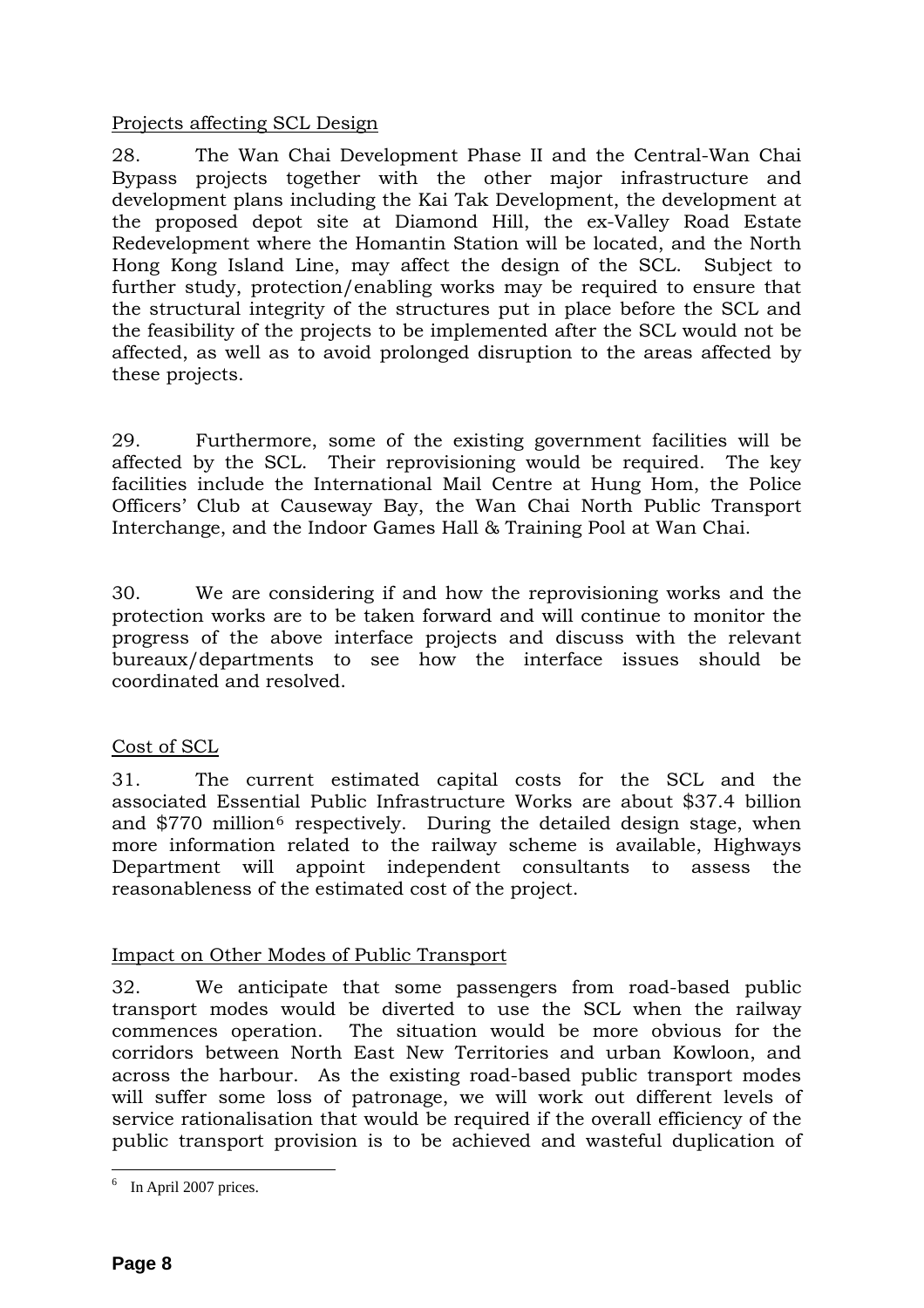Projects affecting SCL Design

28. The Wan Chai Development Phase II and the Central-Wan Chai Bypass projects together with the other major infrastructure and development plans including the Kai Tak Development, the development at the proposed depot site at Diamond Hill, the ex-Valley Road Estate Redevelopment where the Homantin Station will be located, and the North Hong Kong Island Line, may affect the design of the SCL. Subject to further study, protection/enabling works may be required to ensure that the structural integrity of the structures put in place before the SCL and the feasibility of the projects to be implemented after the SCL would not be affected, as well as to avoid prolonged disruption to the areas affected by these projects.

29. Furthermore, some of the existing government facilities will be affected by the SCL. Their reprovisioning would be required. The key facilities include the International Mail Centre at Hung Hom, the Police Officers' Club at Causeway Bay, the Wan Chai North Public Transport Interchange, and the Indoor Games Hall & Training Pool at Wan Chai.

30. We are considering if and how the reprovisioning works and the protection works are to be taken forward and will continue to monitor the progress of the above interface projects and discuss with the relevant bureaux/departments to see how the interface issues should be coordinated and resolved.

Cost of SCL

31. The current estimated capital costs for the SCL and the associated Essential Public Infrastructure Works are about $37.4 billion and $770 million[6] respectively. During the detailed design stage, when more information related to the railway scheme is available, Highways Department will appoint independent consultants to assess the reasonableness of the estimated cost of the project.

Impact on Other Modes of Public Transport

32. We anticipate that some passengers from road-based public transport modes would be diverted to use the SCL when the railway commences operation. The situation would be more obvious for the corridors between North East New Territories and urban Kowloon, and across the harbour. As the existing road-based public transport modes will suffer some loss of patronage, we will work out different levels of service rationalisation that would be required if the overall efficiency of the public transport provision is to be achieved and wasteful duplication of

---

[6] In April 2007 prices.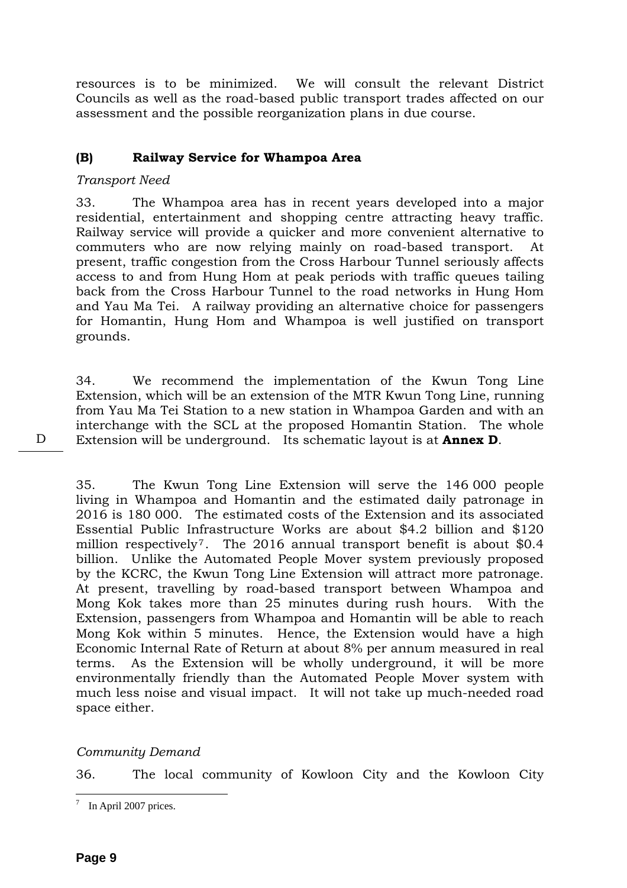resources is to be minimized. We will consult the relevant District Councils as well as the road-based public transport trades affected on our assessment and the possible reorganization plans in due course.

### (B) Railway Service for Whampoa Area

*Transport Need*

33. The Whampoa area has in recent years developed into a major residential, entertainment and shopping centre attracting heavy traffic. Railway service will provide a quicker and more convenient alternative to commuters who are now relying mainly on road-based transport. At present, traffic congestion from the Cross Harbour Tunnel seriously affects access to and from Hung Hom at peak periods with traffic queues tailing back from the Cross Harbour Tunnel to the road networks in Hung Hom and Yau Ma Tei. A railway providing an alternative choice for passengers for Homantin, Hung Hom and Whampoa is well justified on transport grounds.

34. We recommend the implementation of the Kwun Tong Line Extension, which will be an extension of the MTR Kwun Tong Line, running from Yau Ma Tei Station to a new station in Whampoa Garden and with an interchange with the SCL at the proposed Homantin Station. The whole Extension will be underground. Its schematic layout is at **Annex D**.

D

35. The Kwun Tong Line Extension will serve the 146 000 people living in Whampoa and Homantin and the estimated daily patronage in 2016 is 180 000. The estimated costs of the Extension and its associated Essential Public Infrastructure Works are about $4.2 billion and $120 million respectively[7]. The 2016 annual transport benefit is about $0.4 billion. Unlike the Automated People Mover system previously proposed by the KCRC, the Kwun Tong Line Extension will attract more patronage. At present, travelling by road-based transport between Whampoa and Mong Kok takes more than 25 minutes during rush hours. With the Extension, passengers from Whampoa and Homantin will be able to reach Mong Kok within 5 minutes. Hence, the Extension would have a high Economic Internal Rate of Return at about 8% per annum measured in real terms. As the Extension will be wholly underground, it will be more environmentally friendly than the Automated People Mover system with much less noise and visual impact. It will not take up much-needed road space either.

*Community Demand*

36. The local community of Kowloon City and the Kowloon City

---

[7] In April 2007 prices.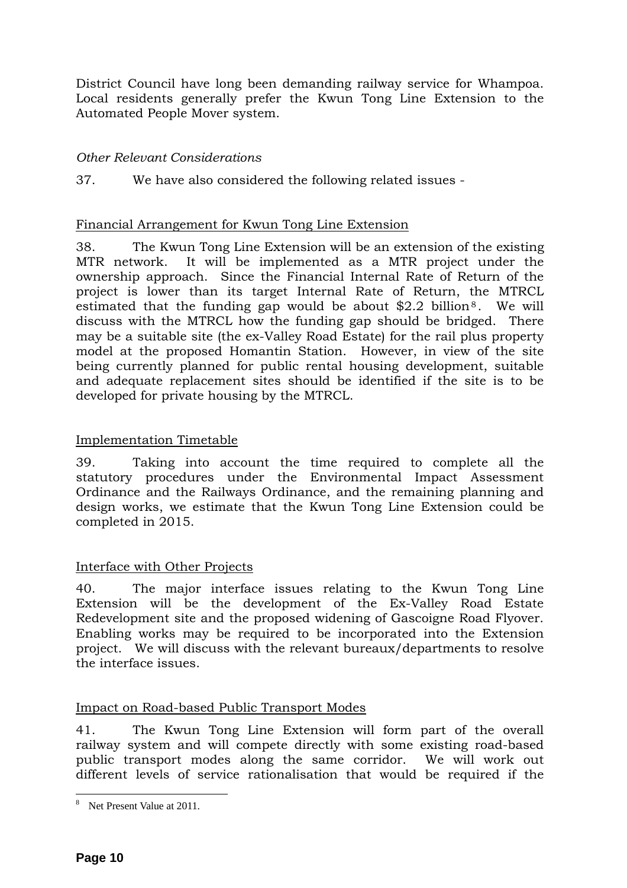District Council have long been demanding railway service for Whampoa. Local residents generally prefer the Kwun Tong Line Extension to the Automated People Mover system.

*Other Relevant Considerations*

37. We have also considered the following related issues -

Financial Arrangement for Kwun Tong Line Extension

38. The Kwun Tong Line Extension will be an extension of the existing MTR network. It will be implemented as a MTR project under the ownership approach. Since the Financial Internal Rate of Return of the project is lower than its target Internal Rate of Return, the MTRCL estimated that the funding gap would be about $2.2 billion[8]. We will discuss with the MTRCL how the funding gap should be bridged. There may be a suitable site (the ex-Valley Road Estate) for the rail plus property model at the proposed Homantin Station. However, in view of the site being currently planned for public rental housing development, suitable and adequate replacement sites should be identified if the site is to be developed for private housing by the MTRCL.

Implementation Timetable

39. Taking into account the time required to complete all the statutory procedures under the Environmental Impact Assessment Ordinance and the Railways Ordinance, and the remaining planning and design works, we estimate that the Kwun Tong Line Extension could be completed in 2015.

Interface with Other Projects

40. The major interface issues relating to the Kwun Tong Line Extension will be the development of the Ex-Valley Road Estate Redevelopment site and the proposed widening of Gascoigne Road Flyover. Enabling works may be required to be incorporated into the Extension project. We will discuss with the relevant bureaux/departments to resolve the interface issues.

Impact on Road-based Public Transport Modes

41. The Kwun Tong Line Extension will form part of the overall railway system and will compete directly with some existing road-based public transport modes along the same corridor. We will work out different levels of service rationalisation that would be required if the

---

[8] Net Present Value at 2011.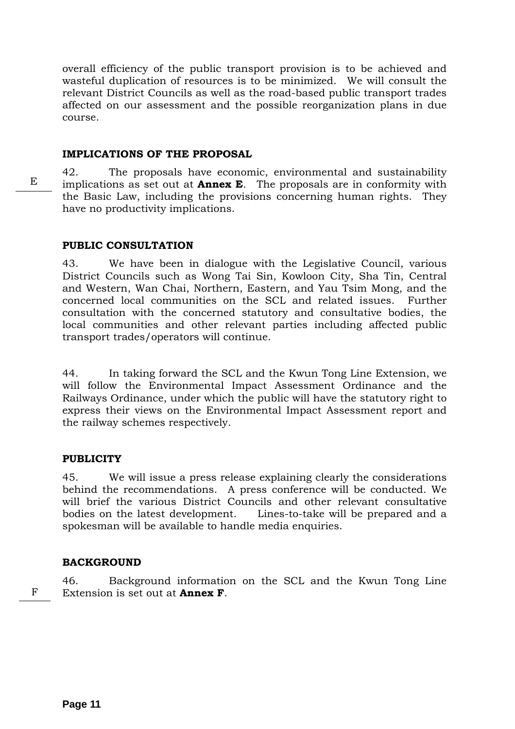overall efficiency of the public transport provision is to be achieved and wasteful duplication of resources is to be minimized. We will consult the relevant District Councils as well as the road-based public transport trades affected on our assessment and the possible reorganization plans in due course.

## IMPLICATIONS OF THE PROPOSAL

E

42. The proposals have economic, environmental and sustainability implications as set out at **Annex E**. The proposals are in conformity with the Basic Law, including the provisions concerning human rights. They have no productivity implications.

## PUBLIC CONSULTATION

43. We have been in dialogue with the Legislative Council, various District Councils such as Wong Tai Sin, Kowloon City, Sha Tin, Central and Western, Wan Chai, Northern, Eastern, and Yau Tsim Mong, and the concerned local communities on the SCL and related issues. Further consultation with the concerned statutory and consultative bodies, the local communities and other relevant parties including affected public transport trades/operators will continue.

44. In taking forward the SCL and the Kwun Tong Line Extension, we will follow the Environmental Impact Assessment Ordinance and the Railways Ordinance, under which the public will have the statutory right to express their views on the Environmental Impact Assessment report and the railway schemes respectively.

## PUBLICITY

45. We will issue a press release explaining clearly the considerations behind the recommendations. A press conference will be conducted. We will brief the various District Councils and other relevant consultative bodies on the latest development. Lines-to-take will be prepared and a spokesman will be available to handle media enquiries.

## BACKGROUND

F

46. Background information on the SCL and the Kwun Tong Line Extension is set out at **Annex F**.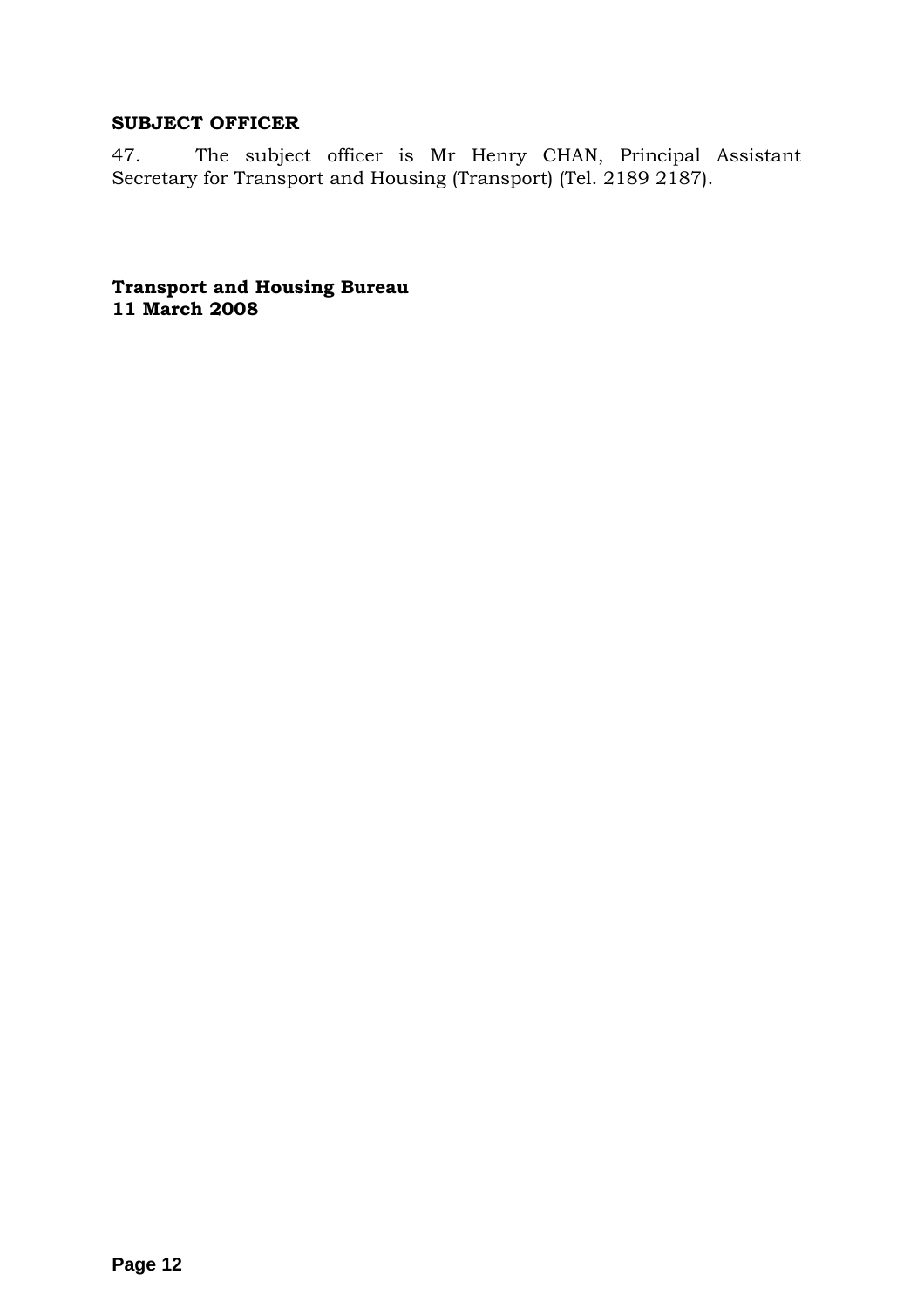**SUBJECT OFFICER**

47. The subject officer is Mr Henry CHAN, Principal Assistant Secretary for Transport and Housing (Transport) (Tel. 2189 2187).

**Transport and Housing Bureau**
**11 March 2008**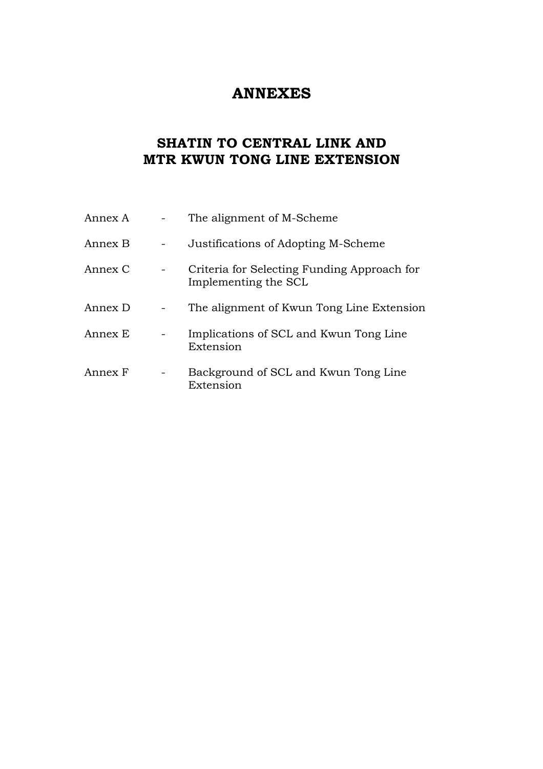# ANNEXES

## SHATIN TO CENTRAL LINK AND MTR KWUN TONG LINE EXTENSION

| | | |
|---|---|---|
| Annex A | - | The alignment of M-Scheme |
| Annex B | - | Justifications of Adopting M-Scheme |
| Annex C | - | Criteria for Selecting Funding Approach for Implementing the SCL |
| Annex D | - | The alignment of Kwun Tong Line Extension |
| Annex E | - | Implications of SCL and Kwun Tong Line Extension |
| Annex F | - | Background of SCL and Kwun Tong Line Extension |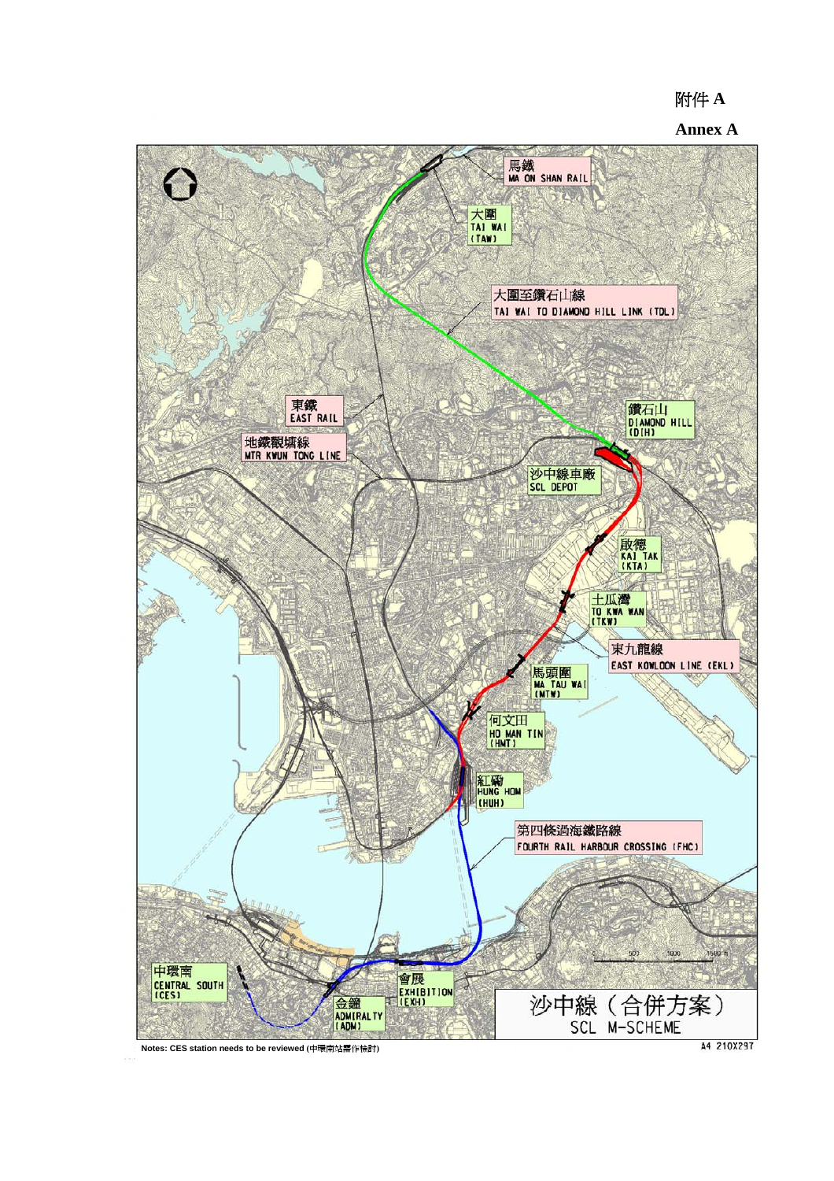附件 A

**Annex A**

馬鐵
MA ON SHAN RAIL

大圍
TAI WAI
(TAW)

大圍至鑽石山線
TAI WAI TO DIAMOND HILL LINK (TDL)

東鐵
EAST RAIL

地鐵觀塘線
MTR KWUN TONG LINE

鑽石山
DIAMOND HILL
(DIH)

沙中線車廠
SCL DEPOT

啟德
KAI TAK
(KTA)

土瓜灣
TO KWA WAN
(TKW)

東九龍線
EAST KOWLOON LINE (EKL)

馬頭圍
MA TAU WAI
(MTW)

何文田
HO MAN TIN
(HMT)

紅磡
HUNG HOM
(HUH)

第四條過海鐵路線
FOURTH RAIL HARBOUR CROSSING (FHC)

中環南
CENTRAL SOUTH
(CES)

會展
EXHIBITION
(EXH)

金鐘
ADMIRALTY
(ADM)

沙中線（合併方案）
SCL M-SCHEME

Notes: CES station needs to be reviewed (中環南站需作檢討)

A4 210X297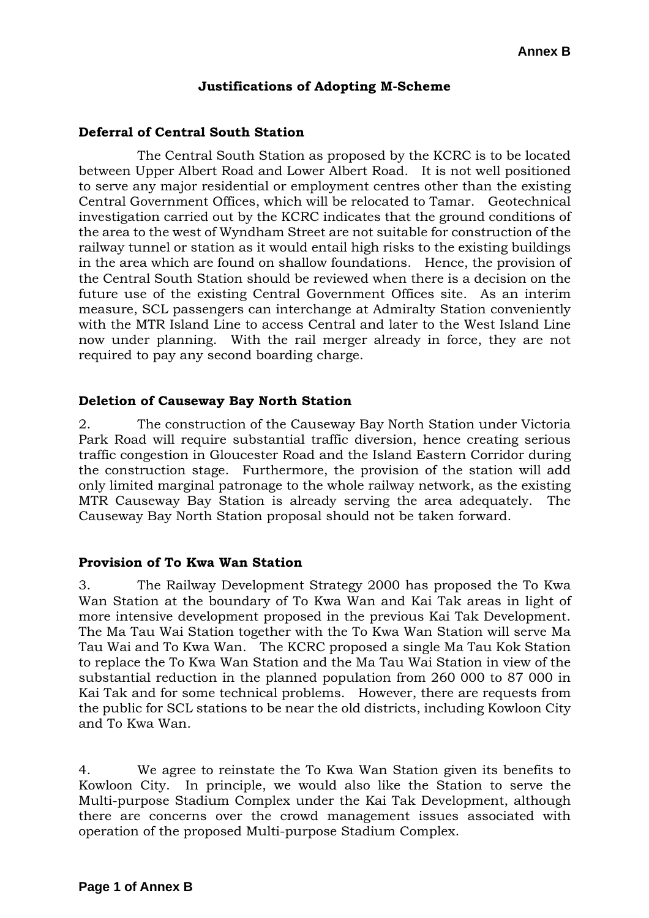**Annex B**

**Justifications of Adopting M-Scheme**

**Deferral of Central South Station**

The Central South Station as proposed by the KCRC is to be located between Upper Albert Road and Lower Albert Road. It is not well positioned to serve any major residential or employment centres other than the existing Central Government Offices, which will be relocated to Tamar. Geotechnical investigation carried out by the KCRC indicates that the ground conditions of the area to the west of Wyndham Street are not suitable for construction of the railway tunnel or station as it would entail high risks to the existing buildings in the area which are found on shallow foundations. Hence, the provision of the Central South Station should be reviewed when there is a decision on the future use of the existing Central Government Offices site. As an interim measure, SCL passengers can interchange at Admiralty Station conveniently with the MTR Island Line to access Central and later to the West Island Line now under planning. With the rail merger already in force, they are not required to pay any second boarding charge.

**Deletion of Causeway Bay North Station**

2. The construction of the Causeway Bay North Station under Victoria Park Road will require substantial traffic diversion, hence creating serious traffic congestion in Gloucester Road and the Island Eastern Corridor during the construction stage. Furthermore, the provision of the station will add only limited marginal patronage to the whole railway network, as the existing MTR Causeway Bay Station is already serving the area adequately. The Causeway Bay North Station proposal should not be taken forward.

**Provision of To Kwa Wan Station**

3. The Railway Development Strategy 2000 has proposed the To Kwa Wan Station at the boundary of To Kwa Wan and Kai Tak areas in light of more intensive development proposed in the previous Kai Tak Development. The Ma Tau Wai Station together with the To Kwa Wan Station will serve Ma Tau Wai and To Kwa Wan. The KCRC proposed a single Ma Tau Kok Station to replace the To Kwa Wan Station and the Ma Tau Wai Station in view of the substantial reduction in the planned population from 260 000 to 87 000 in Kai Tak and for some technical problems. However, there are requests from the public for SCL stations to be near the old districts, including Kowloon City and To Kwa Wan.

4. We agree to reinstate the To Kwa Wan Station given its benefits to Kowloon City. In principle, we would also like the Station to serve the Multi-purpose Stadium Complex under the Kai Tak Development, although there are concerns over the crowd management issues associated with operation of the proposed Multi-purpose Stadium Complex.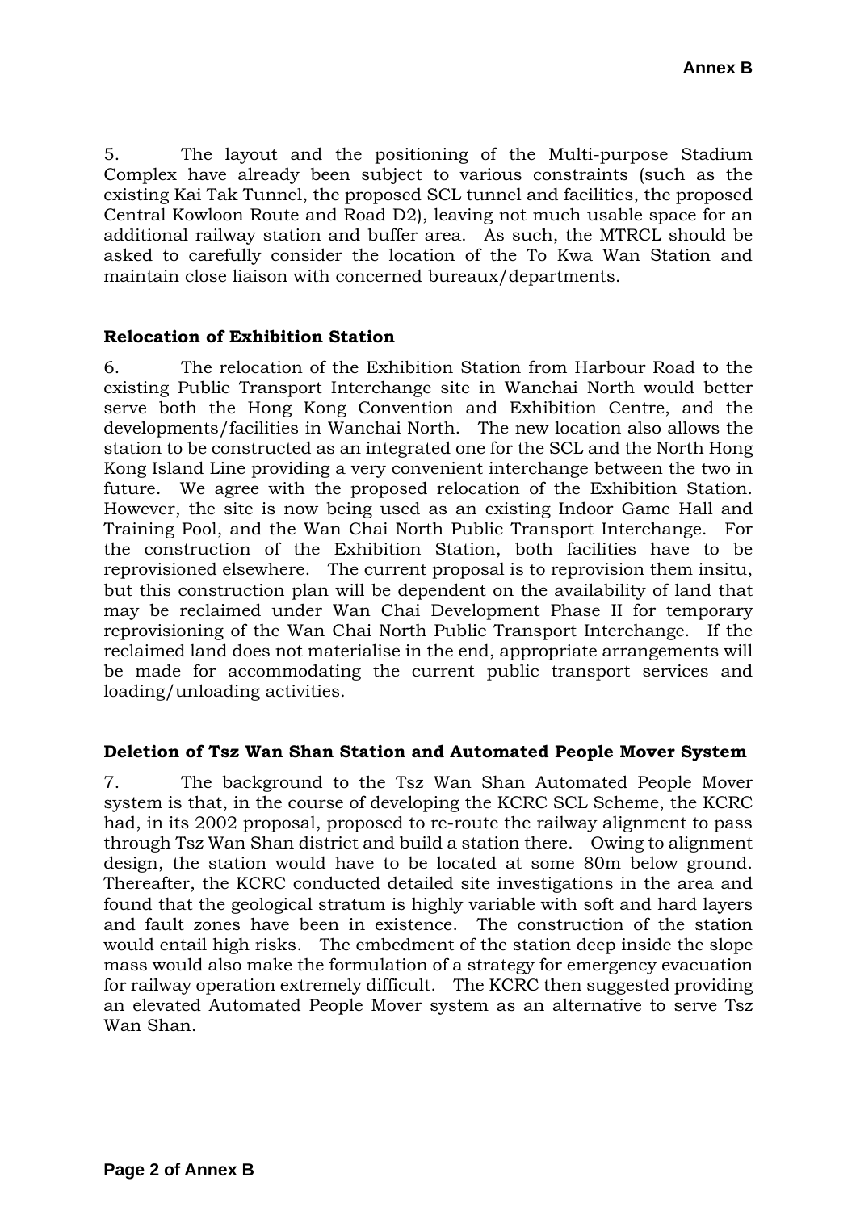5. The layout and the positioning of the Multi-purpose Stadium Complex have already been subject to various constraints (such as the existing Kai Tak Tunnel, the proposed SCL tunnel and facilities, the proposed Central Kowloon Route and Road D2), leaving not much usable space for an additional railway station and buffer area. As such, the MTRCL should be asked to carefully consider the location of the To Kwa Wan Station and maintain close liaison with concerned bureaux/departments.

**Relocation of Exhibition Station**

6. The relocation of the Exhibition Station from Harbour Road to the existing Public Transport Interchange site in Wanchai North would better serve both the Hong Kong Convention and Exhibition Centre, and the developments/facilities in Wanchai North. The new location also allows the station to be constructed as an integrated one for the SCL and the North Hong Kong Island Line providing a very convenient interchange between the two in future. We agree with the proposed relocation of the Exhibition Station. However, the site is now being used as an existing Indoor Game Hall and Training Pool, and the Wan Chai North Public Transport Interchange. For the construction of the Exhibition Station, both facilities have to be reprovisioned elsewhere. The current proposal is to reprovision them insitu, but this construction plan will be dependent on the availability of land that may be reclaimed under Wan Chai Development Phase II for temporary reprovisioning of the Wan Chai North Public Transport Interchange. If the reclaimed land does not materialise in the end, appropriate arrangements will be made for accommodating the current public transport services and loading/unloading activities.

**Deletion of Tsz Wan Shan Station and Automated People Mover System**

7. The background to the Tsz Wan Shan Automated People Mover system is that, in the course of developing the KCRC SCL Scheme, the KCRC had, in its 2002 proposal, proposed to re-route the railway alignment to pass through Tsz Wan Shan district and build a station there. Owing to alignment design, the station would have to be located at some 80m below ground. Thereafter, the KCRC conducted detailed site investigations in the area and found that the geological stratum is highly variable with soft and hard layers and fault zones have been in existence. The construction of the station would entail high risks. The embedment of the station deep inside the slope mass would also make the formulation of a strategy for emergency evacuation for railway operation extremely difficult. The KCRC then suggested providing an elevated Automated People Mover system as an alternative to serve Tsz Wan Shan.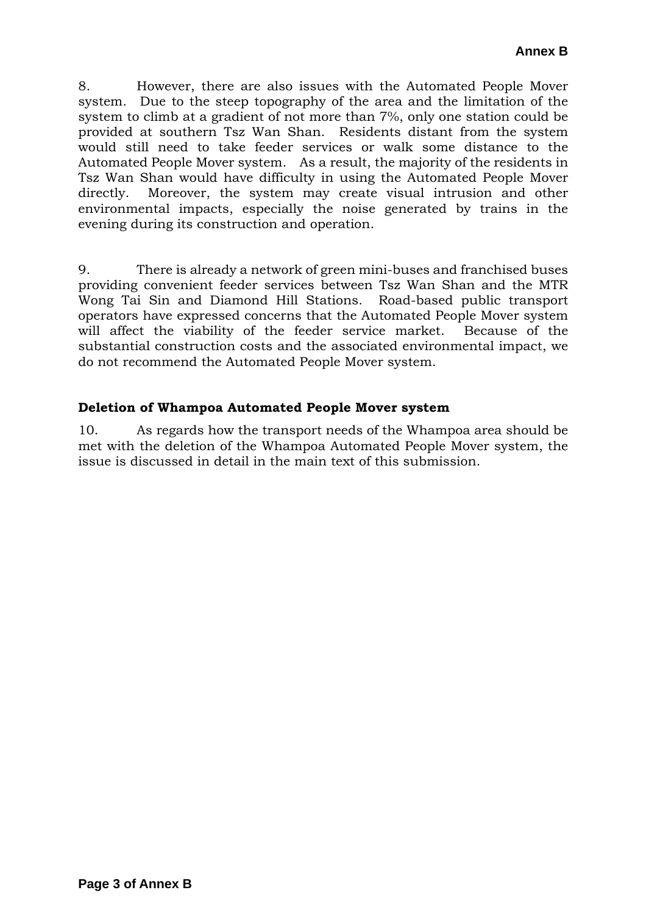8. However, there are also issues with the Automated People Mover system. Due to the steep topography of the area and the limitation of the system to climb at a gradient of not more than 7%, only one station could be provided at southern Tsz Wan Shan. Residents distant from the system would still need to take feeder services or walk some distance to the Automated People Mover system. As a result, the majority of the residents in Tsz Wan Shan would have difficulty in using the Automated People Mover directly. Moreover, the system may create visual intrusion and other environmental impacts, especially the noise generated by trains in the evening during its construction and operation.

9. There is already a network of green mini-buses and franchised buses providing convenient feeder services between Tsz Wan Shan and the MTR Wong Tai Sin and Diamond Hill Stations. Road-based public transport operators have expressed concerns that the Automated People Mover system will affect the viability of the feeder service market. Because of the substantial construction costs and the associated environmental impact, we do not recommend the Automated People Mover system.

**Deletion of Whampoa Automated People Mover system**

10. As regards how the transport needs of the Whampoa area should be met with the deletion of the Whampoa Automated People Mover system, the issue is discussed in detail in the main text of this submission.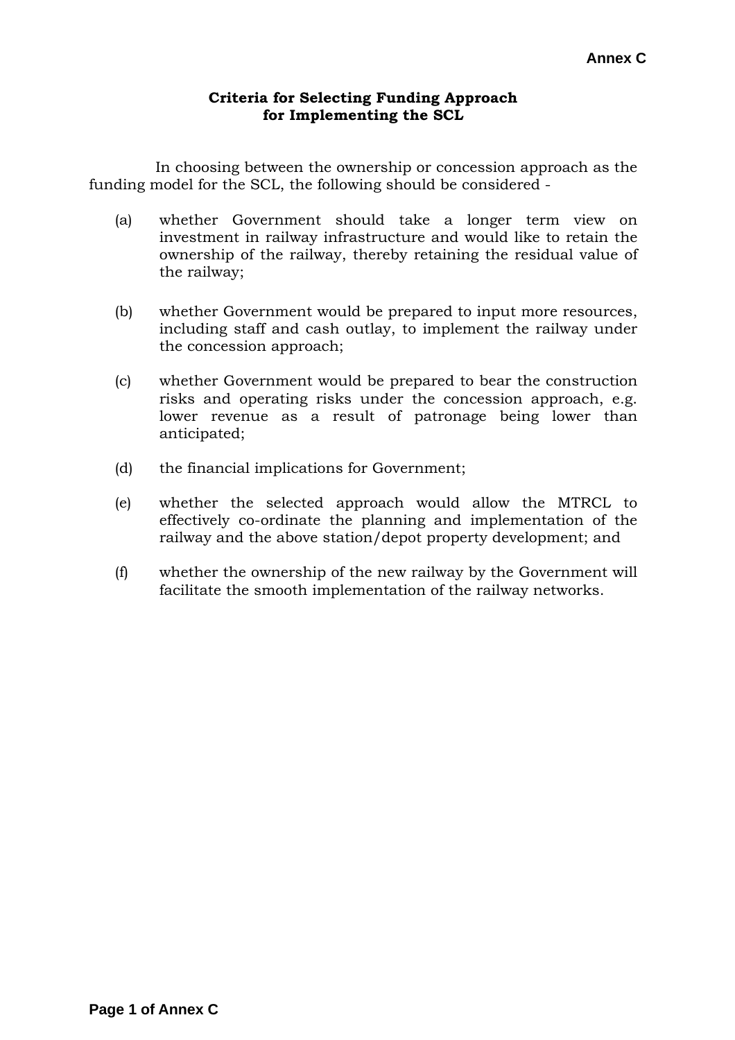**Annex C**

**Criteria for Selecting Funding Approach for Implementing the SCL**

In choosing between the ownership or concession approach as the funding model for the SCL, the following should be considered -

(a) whether Government should take a longer term view on investment in railway infrastructure and would like to retain the ownership of the railway, thereby retaining the residual value of the railway;

(b) whether Government would be prepared to input more resources, including staff and cash outlay, to implement the railway under the concession approach;

(c) whether Government would be prepared to bear the construction risks and operating risks under the concession approach, e.g. lower revenue as a result of patronage being lower than anticipated;

(d) the financial implications for Government;

(e) whether the selected approach would allow the MTRCL to effectively co-ordinate the planning and implementation of the railway and the above station/depot property development; and

(f) whether the ownership of the new railway by the Government will facilitate the smooth implementation of the railway networks.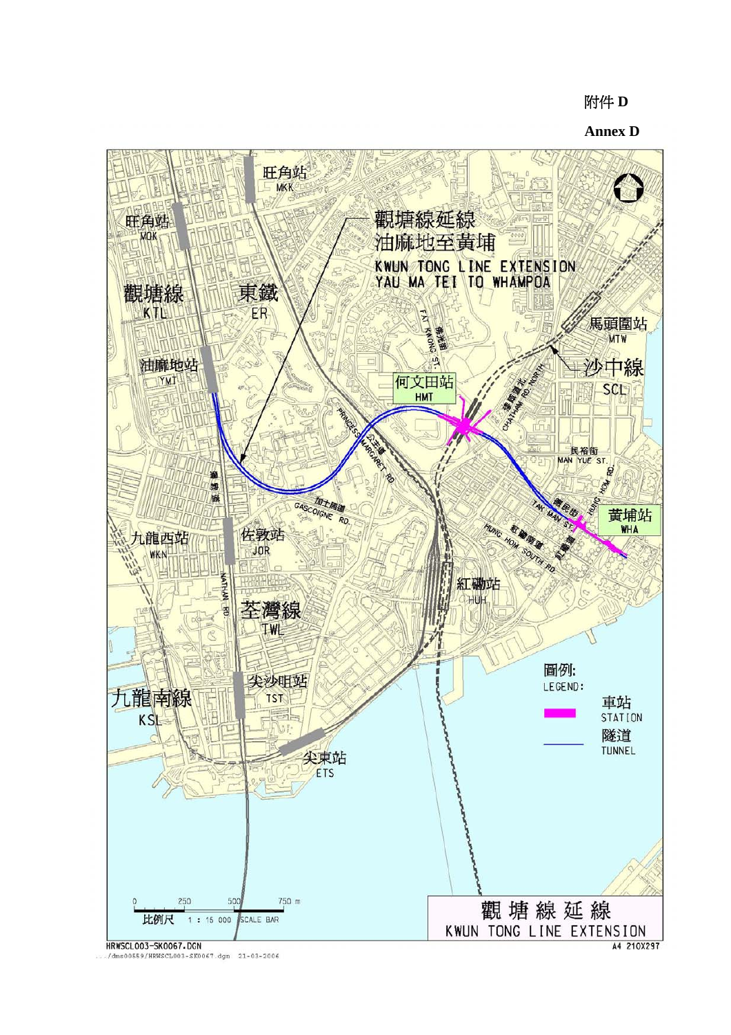附件 **D**

**Annex D**

觀塘線延線
油麻地至黃埔
KWUN TONG LINE EXTENSION
YAU MA TEI TO WHAMPOA

旺角站 MKK

旺角站 MOK

觀塘線 KTL

東鐵 ER

油麻地站 YMT

何文田站 HMT

馬頭圍站 MTW

沙中線 SCL

民裕街 MAN YUE ST.

黃埔站 WHA

九龍西站 WKN

佐敦站 JOR

紅磡站 HUH

荃灣線 TWL

尖沙咀站 TST

九龍南線 KSL

尖東站 ETS

圖例:
LEGEND:

車站 STATION

隧道 TUNNEL

比例尺 1 : 15 000 SCALE BAR

觀塘線延線
KWUN TONG LINE EXTENSION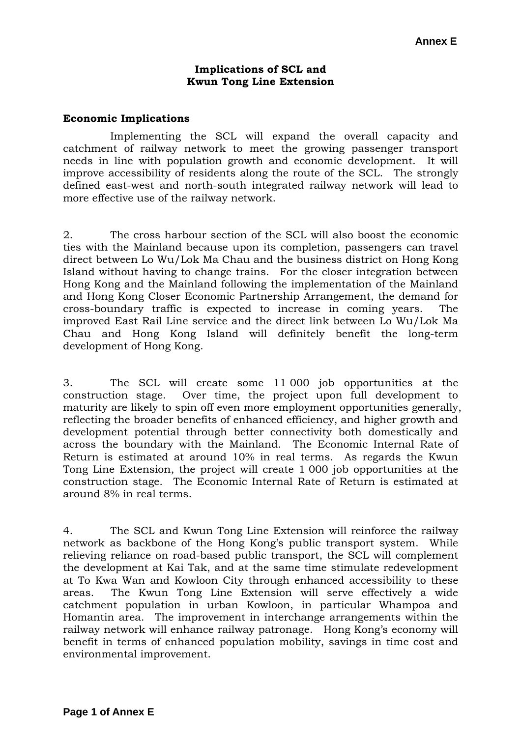Annex E

**Implications of SCL and**
**Kwun Tong Line Extension**

**Economic Implications**

Implementing the SCL will expand the overall capacity and catchment of railway network to meet the growing passenger transport needs in line with population growth and economic development. It will improve accessibility of residents along the route of the SCL. The strongly defined east-west and north-south integrated railway network will lead to more effective use of the railway network.

2. The cross harbour section of the SCL will also boost the economic ties with the Mainland because upon its completion, passengers can travel direct between Lo Wu/Lok Ma Chau and the business district on Hong Kong Island without having to change trains. For the closer integration between Hong Kong and the Mainland following the implementation of the Mainland and Hong Kong Closer Economic Partnership Arrangement, the demand for cross-boundary traffic is expected to increase in coming years. The improved East Rail Line service and the direct link between Lo Wu/Lok Ma Chau and Hong Kong Island will definitely benefit the long-term development of Hong Kong.

3. The SCL will create some 11 000 job opportunities at the construction stage. Over time, the project upon full development to maturity are likely to spin off even more employment opportunities generally, reflecting the broader benefits of enhanced efficiency, and higher growth and development potential through better connectivity both domestically and across the boundary with the Mainland. The Economic Internal Rate of Return is estimated at around 10% in real terms. As regards the Kwun Tong Line Extension, the project will create 1 000 job opportunities at the construction stage. The Economic Internal Rate of Return is estimated at around 8% in real terms.

4. The SCL and Kwun Tong Line Extension will reinforce the railway network as backbone of the Hong Kong's public transport system. While relieving reliance on road-based public transport, the SCL will complement the development at Kai Tak, and at the same time stimulate redevelopment at To Kwa Wan and Kowloon City through enhanced accessibility to these areas. The Kwun Tong Line Extension will serve effectively a wide catchment population in urban Kowloon, in particular Whampoa and Homantin area. The improvement in interchange arrangements within the railway network will enhance railway patronage. Hong Kong's economy will benefit in terms of enhanced population mobility, savings in time cost and environmental improvement.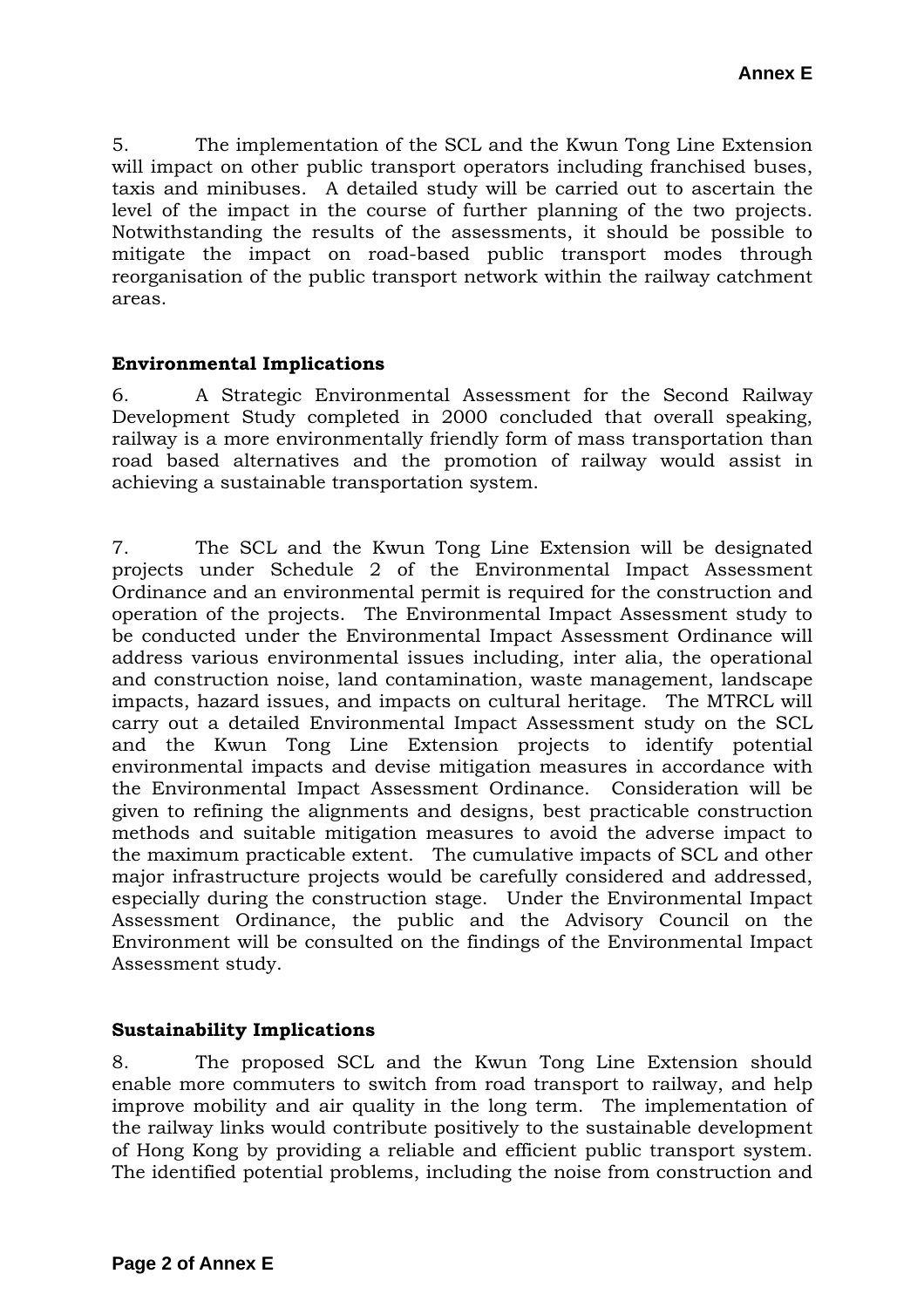5. The implementation of the SCL and the Kwun Tong Line Extension will impact on other public transport operators including franchised buses, taxis and minibuses. A detailed study will be carried out to ascertain the level of the impact in the course of further planning of the two projects. Notwithstanding the results of the assessments, it should be possible to mitigate the impact on road-based public transport modes through reorganisation of the public transport network within the railway catchment areas.

**Environmental Implications**

6. A Strategic Environmental Assessment for the Second Railway Development Study completed in 2000 concluded that overall speaking, railway is a more environmentally friendly form of mass transportation than road based alternatives and the promotion of railway would assist in achieving a sustainable transportation system.

7. The SCL and the Kwun Tong Line Extension will be designated projects under Schedule 2 of the Environmental Impact Assessment Ordinance and an environmental permit is required for the construction and operation of the projects. The Environmental Impact Assessment study to be conducted under the Environmental Impact Assessment Ordinance will address various environmental issues including, inter alia, the operational and construction noise, land contamination, waste management, landscape impacts, hazard issues, and impacts on cultural heritage. The MTRCL will carry out a detailed Environmental Impact Assessment study on the SCL and the Kwun Tong Line Extension projects to identify potential environmental impacts and devise mitigation measures in accordance with the Environmental Impact Assessment Ordinance. Consideration will be given to refining the alignments and designs, best practicable construction methods and suitable mitigation measures to avoid the adverse impact to the maximum practicable extent. The cumulative impacts of SCL and other major infrastructure projects would be carefully considered and addressed, especially during the construction stage. Under the Environmental Impact Assessment Ordinance, the public and the Advisory Council on the Environment will be consulted on the findings of the Environmental Impact Assessment study.

**Sustainability Implications**

8. The proposed SCL and the Kwun Tong Line Extension should enable more commuters to switch from road transport to railway, and help improve mobility and air quality in the long term. The implementation of the railway links would contribute positively to the sustainable development of Hong Kong by providing a reliable and efficient public transport system. The identified potential problems, including the noise from construction and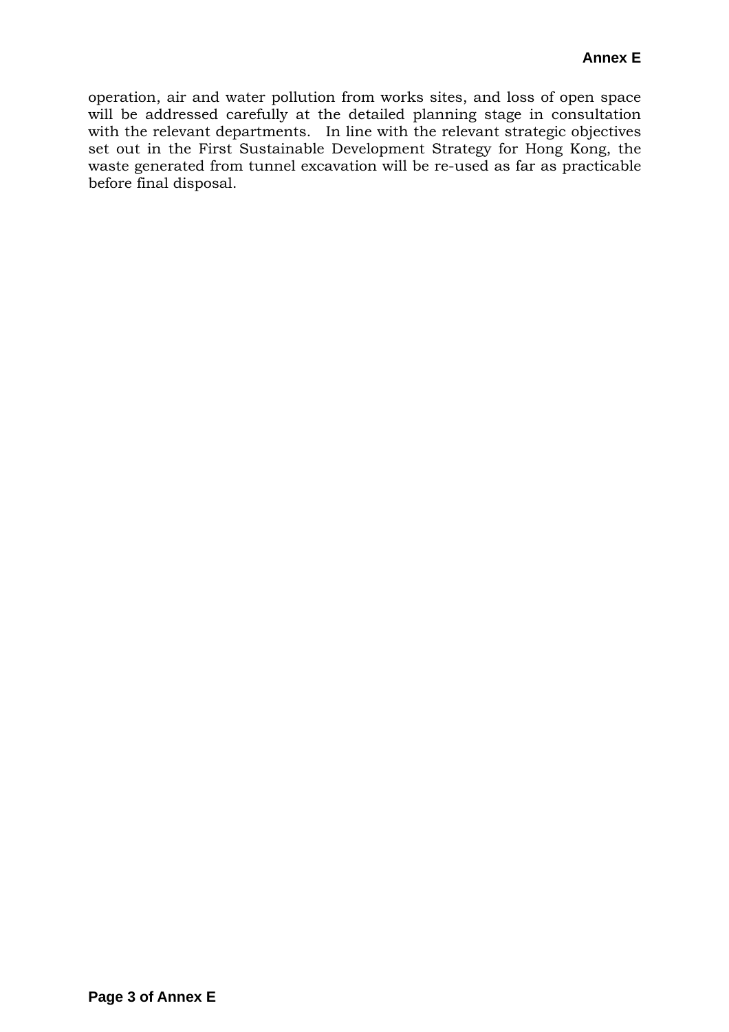operation, air and water pollution from works sites, and loss of open space will be addressed carefully at the detailed planning stage in consultation with the relevant departments. In line with the relevant strategic objectives set out in the First Sustainable Development Strategy for Hong Kong, the waste generated from tunnel excavation will be re-used as far as practicable before final disposal.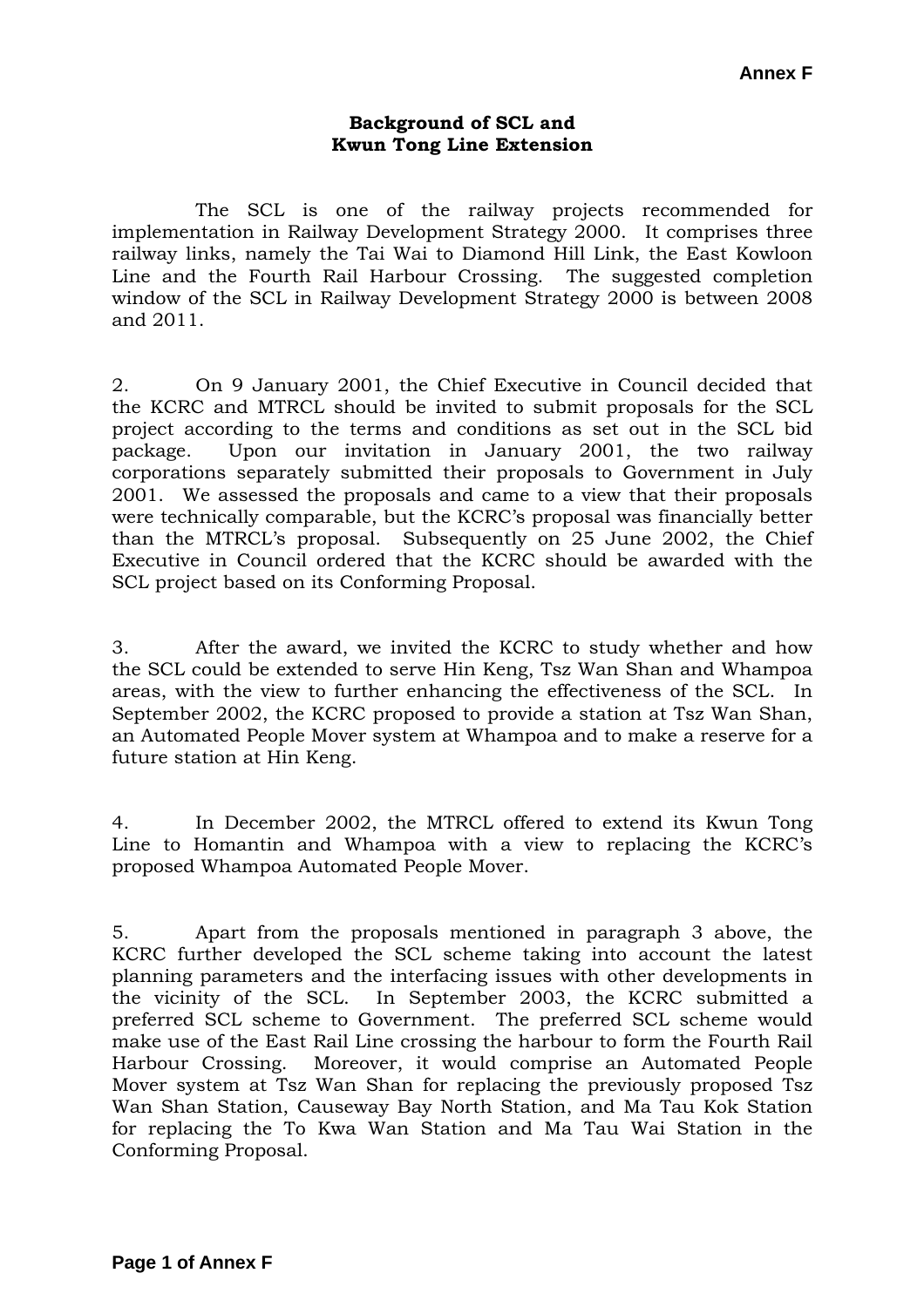**Annex F**

**Background of SCL and Kwun Tong Line Extension**

The SCL is one of the railway projects recommended for implementation in Railway Development Strategy 2000. It comprises three railway links, namely the Tai Wai to Diamond Hill Link, the East Kowloon Line and the Fourth Rail Harbour Crossing. The suggested completion window of the SCL in Railway Development Strategy 2000 is between 2008 and 2011.

2. On 9 January 2001, the Chief Executive in Council decided that the KCRC and MTRCL should be invited to submit proposals for the SCL project according to the terms and conditions as set out in the SCL bid package. Upon our invitation in January 2001, the two railway corporations separately submitted their proposals to Government in July 2001. We assessed the proposals and came to a view that their proposals were technically comparable, but the KCRC's proposal was financially better than the MTRCL's proposal. Subsequently on 25 June 2002, the Chief Executive in Council ordered that the KCRC should be awarded with the SCL project based on its Conforming Proposal.

3. After the award, we invited the KCRC to study whether and how the SCL could be extended to serve Hin Keng, Tsz Wan Shan and Whampoa areas, with the view to further enhancing the effectiveness of the SCL. In September 2002, the KCRC proposed to provide a station at Tsz Wan Shan, an Automated People Mover system at Whampoa and to make a reserve for a future station at Hin Keng.

4. In December 2002, the MTRCL offered to extend its Kwun Tong Line to Homantin and Whampoa with a view to replacing the KCRC's proposed Whampoa Automated People Mover.

5. Apart from the proposals mentioned in paragraph 3 above, the KCRC further developed the SCL scheme taking into account the latest planning parameters and the interfacing issues with other developments in the vicinity of the SCL. In September 2003, the KCRC submitted a preferred SCL scheme to Government. The preferred SCL scheme would make use of the East Rail Line crossing the harbour to form the Fourth Rail Harbour Crossing. Moreover, it would comprise an Automated People Mover system at Tsz Wan Shan for replacing the previously proposed Tsz Wan Shan Station, Causeway Bay North Station, and Ma Tau Kok Station for replacing the To Kwa Wan Station and Ma Tau Wai Station in the Conforming Proposal.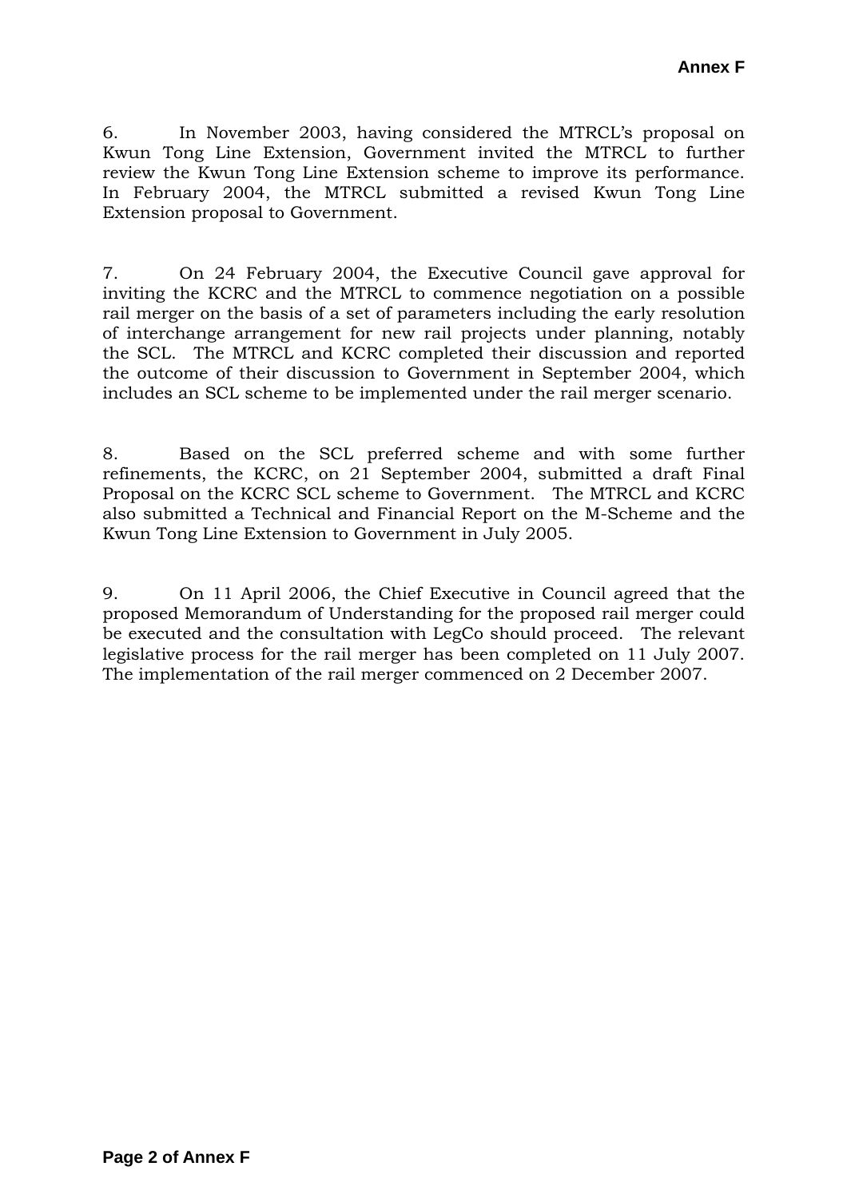6. In November 2003, having considered the MTRCL's proposal on Kwun Tong Line Extension, Government invited the MTRCL to further review the Kwun Tong Line Extension scheme to improve its performance. In February 2004, the MTRCL submitted a revised Kwun Tong Line Extension proposal to Government.

7. On 24 February 2004, the Executive Council gave approval for inviting the KCRC and the MTRCL to commence negotiation on a possible rail merger on the basis of a set of parameters including the early resolution of interchange arrangement for new rail projects under planning, notably the SCL. The MTRCL and KCRC completed their discussion and reported the outcome of their discussion to Government in September 2004, which includes an SCL scheme to be implemented under the rail merger scenario.

8. Based on the SCL preferred scheme and with some further refinements, the KCRC, on 21 September 2004, submitted a draft Final Proposal on the KCRC SCL scheme to Government. The MTRCL and KCRC also submitted a Technical and Financial Report on the M-Scheme and the Kwun Tong Line Extension to Government in July 2005.

9. On 11 April 2006, the Chief Executive in Council agreed that the proposed Memorandum of Understanding for the proposed rail merger could be executed and the consultation with LegCo should proceed. The relevant legislative process for the rail merger has been completed on 11 July 2007. The implementation of the rail merger commenced on 2 December 2007.